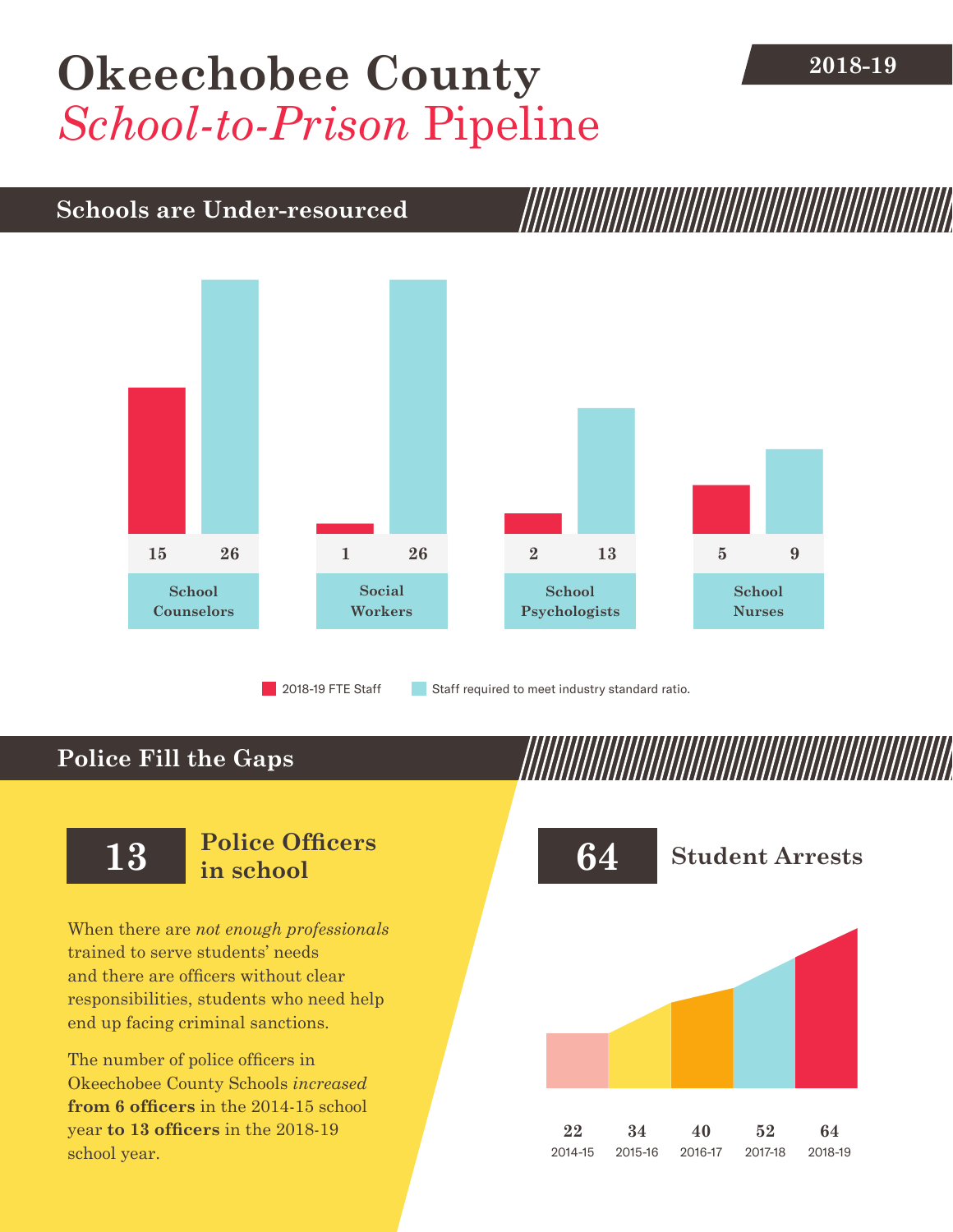# Okeechobee County *School-to-Prison* Pipeline

2018-19

## Schools are Under-resourced

| | 2018-19 FTE Staff | Staff required to meet industry standard ratio. |
|---|---|---|
| School Counselors | 15 | 26 |
| Social Workers | 1 | 26 |
| School Psychologists | 2 | 13 |
| School Nurses | 5 | 9 |

## Police Fill the Gaps

**13** **Police Officers in school**

When there are *not enough professionals* trained to serve students' needs and there are officers without clear responsibilities, students who need help end up facing criminal sanctions.

The number of police officers in Okeechobee County Schools *increased* **from 6 officers** in the 2014-15 school year **to 13 officers** in the 2018-19 school year.

**64** **Student Arrests**

| 2014-15 | 2015-16 | 2016-17 | 2017-18 | 2018-19 |
|---|---|---|---|---|
| 22 | 34 | 40 | 52 | 64 |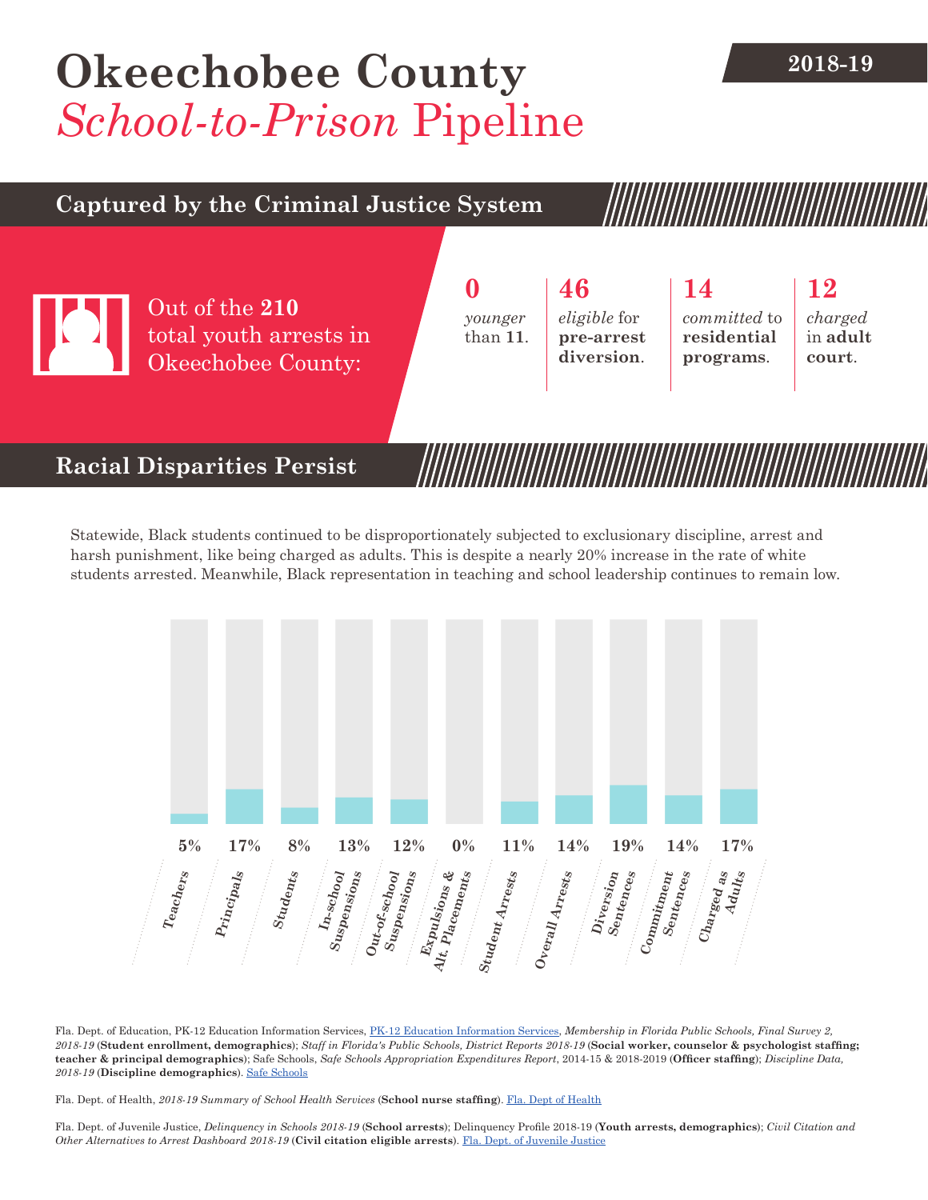# Okeechobee County
# *School-to-Prison* Pipeline

2018-19

## Captured by the Criminal Justice System

Out of the **210** total youth arrests in Okeechobee County:

**0** *younger* than **11**.

**46** *eligible* for **pre-arrest diversion**.

**14** *committed* to **residential programs**.

**12** *charged* in **adult court**.

## Racial Disparities Persist

Statewide, Black students continued to be disproportionately subjected to exclusionary discipline, arrest and harsh punishment, like being charged as adults. This is despite a nearly 20% increase in the rate of white students arrested. Meanwhile, Black representation in teaching and school leadership continues to remain low.

5% — *Teachers*
17% — *Principals*
8% — *Students*
13% — *In-school Suspensions*
12% — *Out-of-school Suspensions*
0% — *Expulsions & Alt. Placements*
11% — *Student Arrests*
14% — *Overall Arrests*
19% — *Diversion Sentences*
14% — *Commitment Sentences*
17% — *Charged as Adults*

Fla. Dept. of Education, PK-12 Education Information Services, PK-12 Education Information Services, *Membership in Florida Public Schools, Final Survey 2, 2018-19* (**Student enrollment, demographics**); *Staff in Florida's Public Schools, District Reports 2018-19* (**Social worker, counselor & psychologist staffing; teacher & principal demographics**); Safe Schools, *Safe Schools Appropriation Expenditures Report*, 2014-15 & 2018-2019 (**Officer staffing**); *Discipline Data, 2018-19* (**Discipline demographics**). Safe Schools

Fla. Dept. of Health, *2018-19 Summary of School Health Services* (**School nurse staffing**). Fla. Dept of Health

Fla. Dept. of Juvenile Justice, *Delinquency in Schools 2018-19* (**School arrests**); Delinquency Profile 2018-19 (**Youth arrests, demographics**); *Civil Citation and Other Alternatives to Arrest Dashboard 2018-19* (**Civil citation eligible arrests**). Fla. Dept. of Juvenile Justice